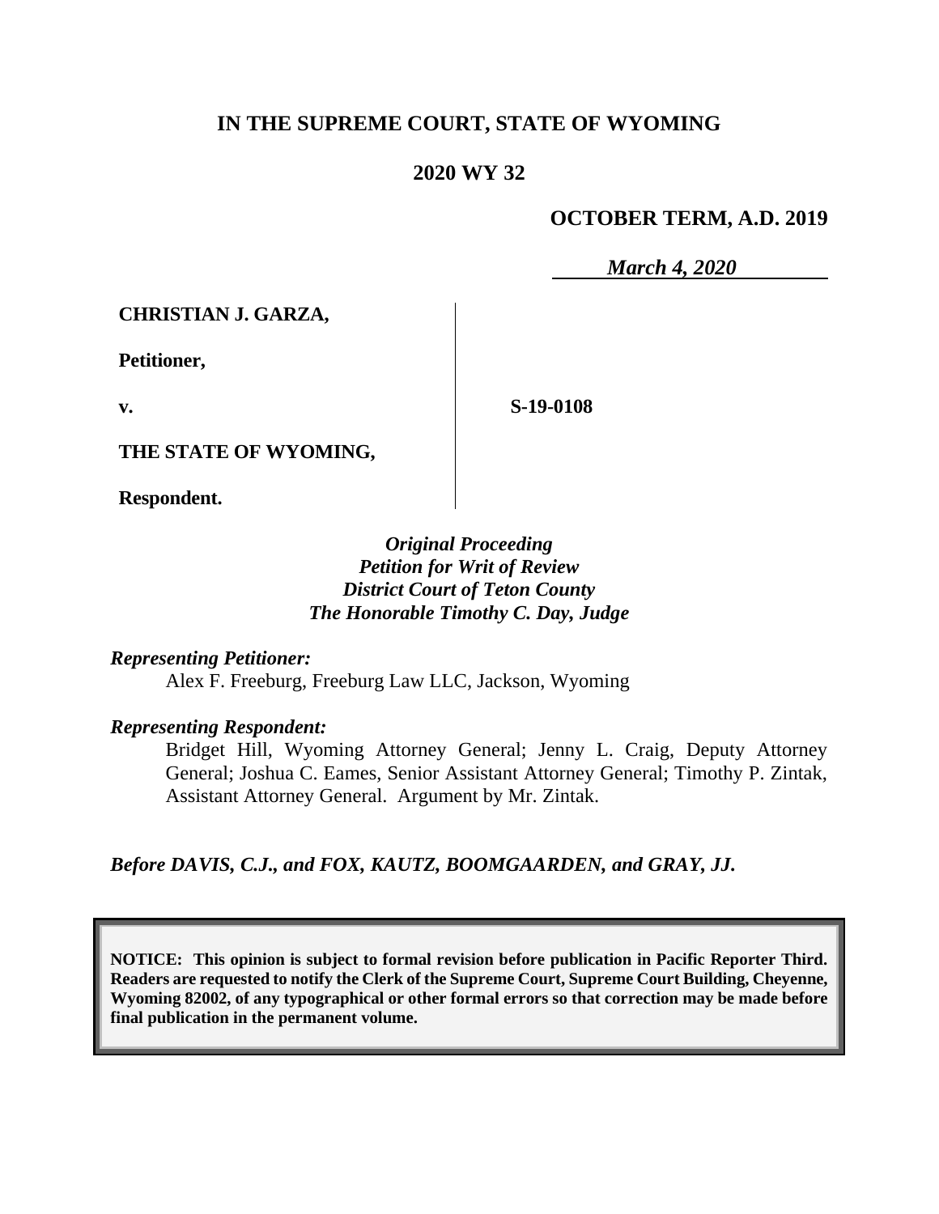**IN THE SUPREME COURT, STATE OF WYOMING**

**2020 WY 32**

**OCTOBER TERM, A.D. 2019**

*March 4, 2020*

**CHRISTIAN J. GARZA,**

**Petitioner,**

**v.**

**THE STATE OF WYOMING,**

**Respondent.**

**S-19-0108**

*Original Proceeding*
*Petition for Writ of Review*
*District Court of Teton County*
*The Honorable Timothy C. Day, Judge*

*Representing Petitioner:*

Alex F. Freeburg, Freeburg Law LLC, Jackson, Wyoming

*Representing Respondent:*

Bridget Hill, Wyoming Attorney General; Jenny L. Craig, Deputy Attorney General; Joshua C. Eames, Senior Assistant Attorney General; Timothy P. Zintak, Assistant Attorney General. Argument by Mr. Zintak.

*Before DAVIS, C.J., and FOX, KAUTZ, BOOMGAARDEN, and GRAY, JJ.*

**NOTICE: This opinion is subject to formal revision before publication in Pacific Reporter Third. Readers are requested to notify the Clerk of the Supreme Court, Supreme Court Building, Cheyenne, Wyoming 82002, of any typographical or other formal errors so that correction may be made before final publication in the permanent volume.**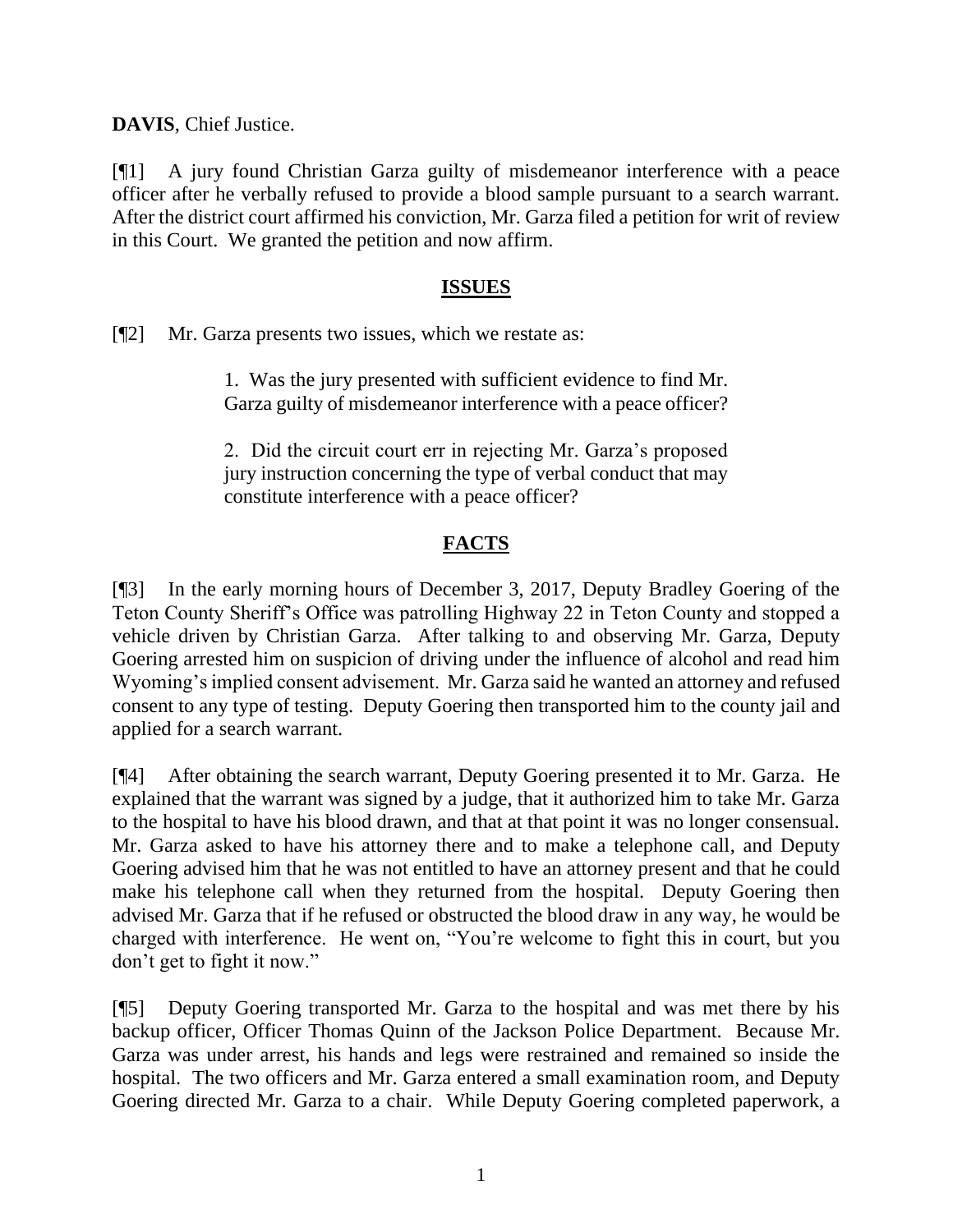**DAVIS**, Chief Justice.

[¶1] A jury found Christian Garza guilty of misdemeanor interference with a peace officer after he verbally refused to provide a blood sample pursuant to a search warrant. After the district court affirmed his conviction, Mr. Garza filed a petition for writ of review in this Court. We granted the petition and now affirm.

## ISSUES

[¶2] Mr. Garza presents two issues, which we restate as:

> 1. Was the jury presented with sufficient evidence to find Mr. Garza guilty of misdemeanor interference with a peace officer?
>
> 2. Did the circuit court err in rejecting Mr. Garza's proposed jury instruction concerning the type of verbal conduct that may constitute interference with a peace officer?

## FACTS

[¶3] In the early morning hours of December 3, 2017, Deputy Bradley Goering of the Teton County Sheriff's Office was patrolling Highway 22 in Teton County and stopped a vehicle driven by Christian Garza. After talking to and observing Mr. Garza, Deputy Goering arrested him on suspicion of driving under the influence of alcohol and read him Wyoming's implied consent advisement. Mr. Garza said he wanted an attorney and refused consent to any type of testing. Deputy Goering then transported him to the county jail and applied for a search warrant.

[¶4] After obtaining the search warrant, Deputy Goering presented it to Mr. Garza. He explained that the warrant was signed by a judge, that it authorized him to take Mr. Garza to the hospital to have his blood drawn, and that at that point it was no longer consensual. Mr. Garza asked to have his attorney there and to make a telephone call, and Deputy Goering advised him that he was not entitled to have an attorney present and that he could make his telephone call when they returned from the hospital. Deputy Goering then advised Mr. Garza that if he refused or obstructed the blood draw in any way, he would be charged with interference. He went on, "You're welcome to fight this in court, but you don't get to fight it now."

[¶5] Deputy Goering transported Mr. Garza to the hospital and was met there by his backup officer, Officer Thomas Quinn of the Jackson Police Department. Because Mr. Garza was under arrest, his hands and legs were restrained and remained so inside the hospital. The two officers and Mr. Garza entered a small examination room, and Deputy Goering directed Mr. Garza to a chair. While Deputy Goering completed paperwork, a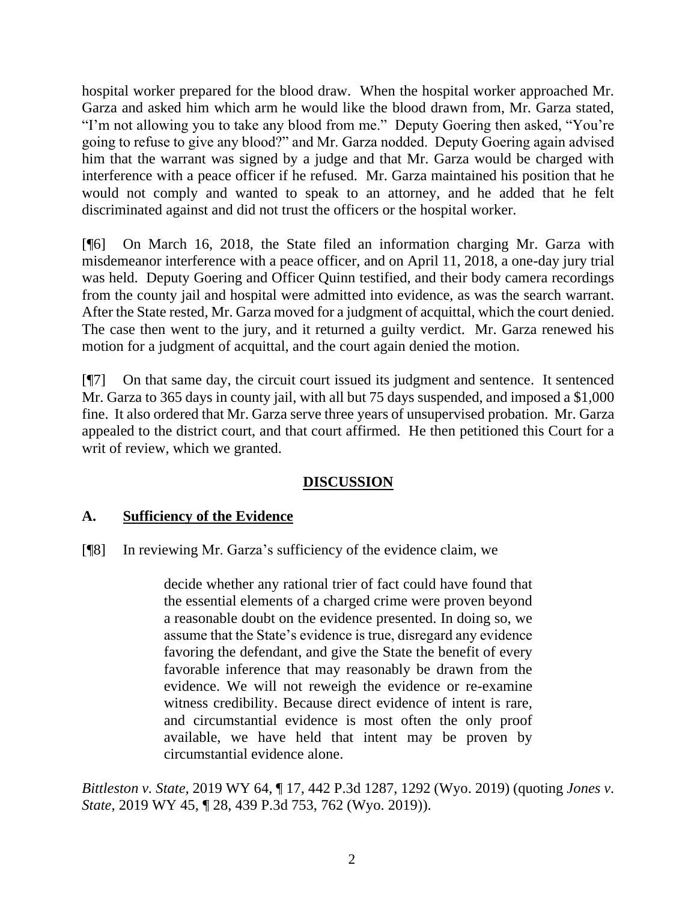hospital worker prepared for the blood draw. When the hospital worker approached Mr. Garza and asked him which arm he would like the blood drawn from, Mr. Garza stated, "I'm not allowing you to take any blood from me." Deputy Goering then asked, "You're going to refuse to give any blood?" and Mr. Garza nodded. Deputy Goering again advised him that the warrant was signed by a judge and that Mr. Garza would be charged with interference with a peace officer if he refused. Mr. Garza maintained his position that he would not comply and wanted to speak to an attorney, and he added that he felt discriminated against and did not trust the officers or the hospital worker.

[¶6] On March 16, 2018, the State filed an information charging Mr. Garza with misdemeanor interference with a peace officer, and on April 11, 2018, a one-day jury trial was held. Deputy Goering and Officer Quinn testified, and their body camera recordings from the county jail and hospital were admitted into evidence, as was the search warrant. After the State rested, Mr. Garza moved for a judgment of acquittal, which the court denied. The case then went to the jury, and it returned a guilty verdict. Mr. Garza renewed his motion for a judgment of acquittal, and the court again denied the motion.

[¶7] On that same day, the circuit court issued its judgment and sentence. It sentenced Mr. Garza to 365 days in county jail, with all but 75 days suspended, and imposed a $1,000 fine. It also ordered that Mr. Garza serve three years of unsupervised probation. Mr. Garza appealed to the district court, and that court affirmed. He then petitioned this Court for a writ of review, which we granted.

## DISCUSSION

### A. Sufficiency of the Evidence

[¶8] In reviewing Mr. Garza's sufficiency of the evidence claim, we

> decide whether any rational trier of fact could have found that the essential elements of a charged crime were proven beyond a reasonable doubt on the evidence presented. In doing so, we assume that the State's evidence is true, disregard any evidence favoring the defendant, and give the State the benefit of every favorable inference that may reasonably be drawn from the evidence. We will not reweigh the evidence or re-examine witness credibility. Because direct evidence of intent is rare, and circumstantial evidence is most often the only proof available, we have held that intent may be proven by circumstantial evidence alone.

*Bittleston v. State*, 2019 WY 64, ¶ 17, 442 P.3d 1287, 1292 (Wyo. 2019) (quoting *Jones v. State*, 2019 WY 45, ¶ 28, 439 P.3d 753, 762 (Wyo. 2019)).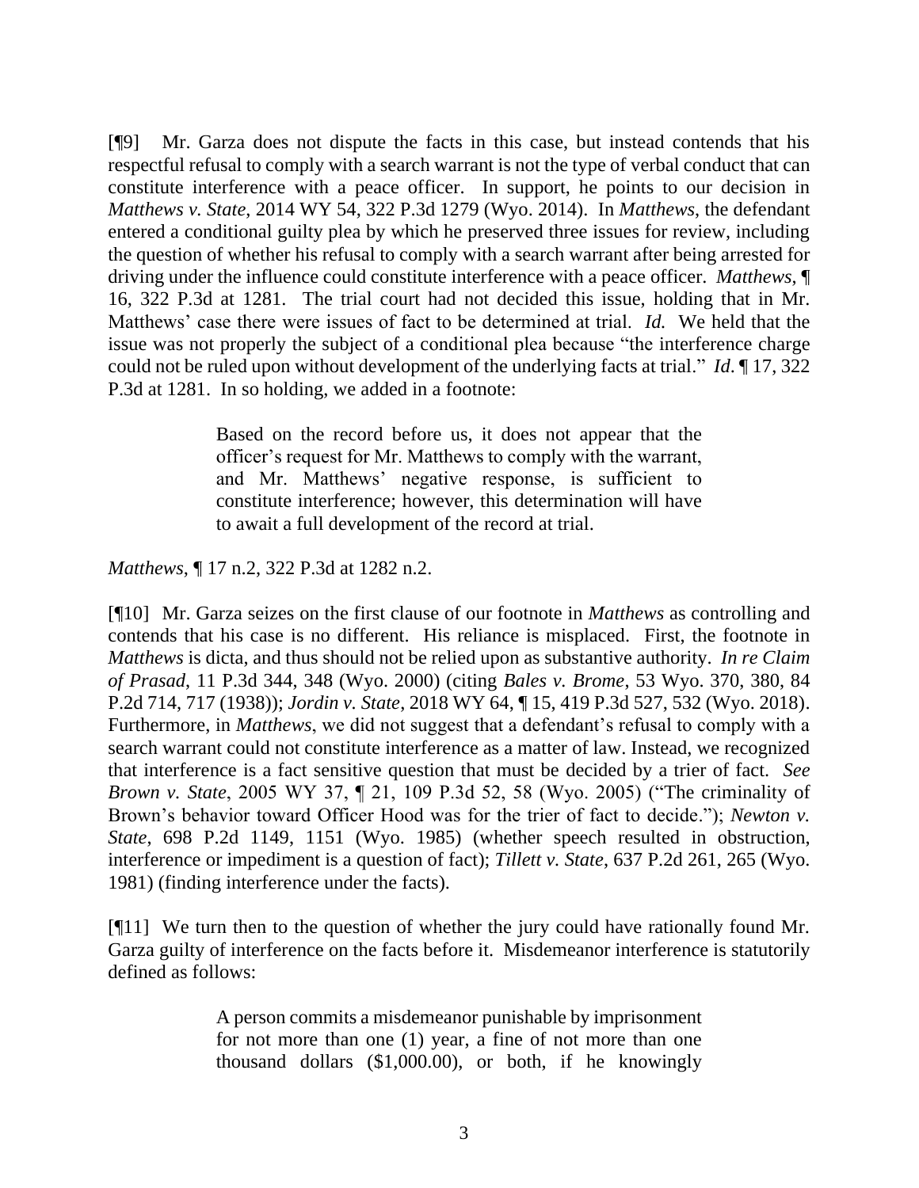[¶9] Mr. Garza does not dispute the facts in this case, but instead contends that his respectful refusal to comply with a search warrant is not the type of verbal conduct that can constitute interference with a peace officer. In support, he points to our decision in *Matthews v. State*, 2014 WY 54, 322 P.3d 1279 (Wyo. 2014). In *Matthews*, the defendant entered a conditional guilty plea by which he preserved three issues for review, including the question of whether his refusal to comply with a search warrant after being arrested for driving under the influence could constitute interference with a peace officer. *Matthews*, ¶ 16, 322 P.3d at 1281. The trial court had not decided this issue, holding that in Mr. Matthews' case there were issues of fact to be determined at trial. *Id.* We held that the issue was not properly the subject of a conditional plea because "the interference charge could not be ruled upon without development of the underlying facts at trial." *Id*. ¶ 17, 322 P.3d at 1281. In so holding, we added in a footnote:

> Based on the record before us, it does not appear that the officer's request for Mr. Matthews to comply with the warrant, and Mr. Matthews' negative response, is sufficient to constitute interference; however, this determination will have to await a full development of the record at trial.

*Matthews*, ¶ 17 n.2, 322 P.3d at 1282 n.2.

[¶10] Mr. Garza seizes on the first clause of our footnote in *Matthews* as controlling and contends that his case is no different. His reliance is misplaced. First, the footnote in *Matthews* is dicta, and thus should not be relied upon as substantive authority. *In re Claim of Prasad*, 11 P.3d 344, 348 (Wyo. 2000) (citing *Bales v. Brome*, 53 Wyo. 370, 380, 84 P.2d 714, 717 (1938)); *Jordin v. State*, 2018 WY 64, ¶ 15, 419 P.3d 527, 532 (Wyo. 2018). Furthermore, in *Matthews*, we did not suggest that a defendant's refusal to comply with a search warrant could not constitute interference as a matter of law. Instead, we recognized that interference is a fact sensitive question that must be decided by a trier of fact. *See Brown v. State*, 2005 WY 37, ¶ 21, 109 P.3d 52, 58 (Wyo. 2005) ("The criminality of Brown's behavior toward Officer Hood was for the trier of fact to decide."); *Newton v. State*, 698 P.2d 1149, 1151 (Wyo. 1985) (whether speech resulted in obstruction, interference or impediment is a question of fact); *Tillett v. State*, 637 P.2d 261, 265 (Wyo. 1981) (finding interference under the facts).

[¶11] We turn then to the question of whether the jury could have rationally found Mr. Garza guilty of interference on the facts before it. Misdemeanor interference is statutorily defined as follows:

> A person commits a misdemeanor punishable by imprisonment for not more than one (1) year, a fine of not more than one thousand dollars ($1,000.00), or both, if he knowingly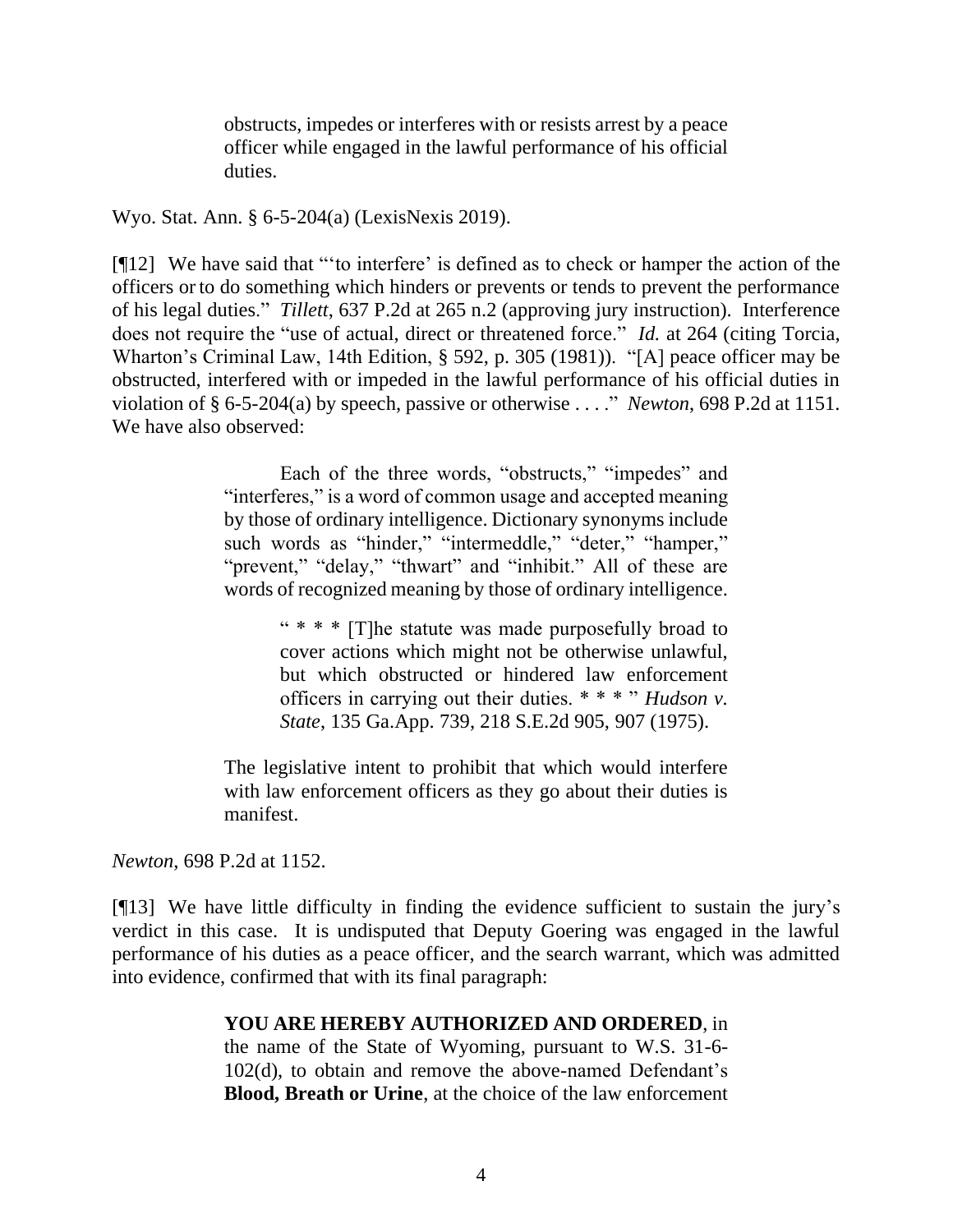> obstructs, impedes or interferes with or resists arrest by a peace officer while engaged in the lawful performance of his official duties.

Wyo. Stat. Ann. § 6-5-204(a) (LexisNexis 2019).

[¶12] We have said that "'to interfere' is defined as to check or hamper the action of the officers or to do something which hinders or prevents or tends to prevent the performance of his legal duties." *Tillett*, 637 P.2d at 265 n.2 (approving jury instruction). Interference does not require the "use of actual, direct or threatened force." *Id.* at 264 (citing Torcia, Wharton's Criminal Law, 14th Edition, § 592, p. 305 (1981)). "[A] peace officer may be obstructed, interfered with or impeded in the lawful performance of his official duties in violation of § 6-5-204(a) by speech, passive or otherwise . . . ." *Newton*, 698 P.2d at 1151. We have also observed:

> Each of the three words, "obstructs," "impedes" and "interferes," is a word of common usage and accepted meaning by those of ordinary intelligence. Dictionary synonyms include such words as "hinder," "intermeddle," "deter," "hamper," "prevent," "delay," "thwart" and "inhibit." All of these are words of recognized meaning by those of ordinary intelligence.
>
>> " * * * [T]he statute was made purposefully broad to cover actions which might not be otherwise unlawful, but which obstructed or hindered law enforcement officers in carrying out their duties. * * * " *Hudson v. State*, 135 Ga.App. 739, 218 S.E.2d 905, 907 (1975).
>
> The legislative intent to prohibit that which would interfere with law enforcement officers as they go about their duties is manifest.

*Newton*, 698 P.2d at 1152.

[¶13] We have little difficulty in finding the evidence sufficient to sustain the jury's verdict in this case. It is undisputed that Deputy Goering was engaged in the lawful performance of his duties as a peace officer, and the search warrant, which was admitted into evidence, confirmed that with its final paragraph:

> **YOU ARE HEREBY AUTHORIZED AND ORDERED**, in the name of the State of Wyoming, pursuant to W.S. 31-6-102(d), to obtain and remove the above-named Defendant's **Blood, Breath or Urine**, at the choice of the law enforcement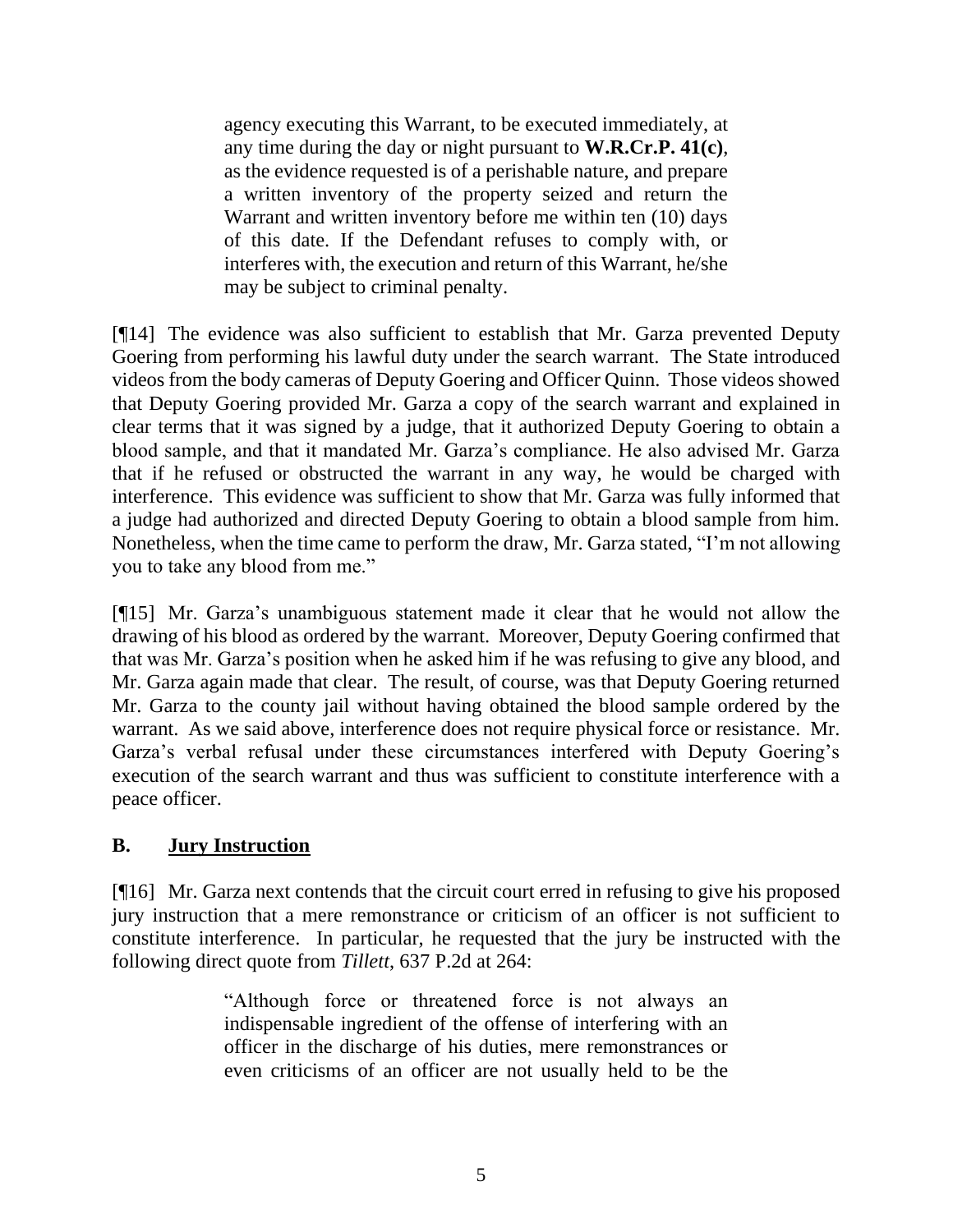> agency executing this Warrant, to be executed immediately, at any time during the day or night pursuant to **W.R.Cr.P. 41(c)**, as the evidence requested is of a perishable nature, and prepare a written inventory of the property seized and return the Warrant and written inventory before me within ten (10) days of this date. If the Defendant refuses to comply with, or interferes with, the execution and return of this Warrant, he/she may be subject to criminal penalty.

[¶14] The evidence was also sufficient to establish that Mr. Garza prevented Deputy Goering from performing his lawful duty under the search warrant. The State introduced videos from the body cameras of Deputy Goering and Officer Quinn. Those videos showed that Deputy Goering provided Mr. Garza a copy of the search warrant and explained in clear terms that it was signed by a judge, that it authorized Deputy Goering to obtain a blood sample, and that it mandated Mr. Garza's compliance. He also advised Mr. Garza that if he refused or obstructed the warrant in any way, he would be charged with interference. This evidence was sufficient to show that Mr. Garza was fully informed that a judge had authorized and directed Deputy Goering to obtain a blood sample from him. Nonetheless, when the time came to perform the draw, Mr. Garza stated, "I'm not allowing you to take any blood from me."

[¶15] Mr. Garza's unambiguous statement made it clear that he would not allow the drawing of his blood as ordered by the warrant. Moreover, Deputy Goering confirmed that that was Mr. Garza's position when he asked him if he was refusing to give any blood, and Mr. Garza again made that clear. The result, of course, was that Deputy Goering returned Mr. Garza to the county jail without having obtained the blood sample ordered by the warrant. As we said above, interference does not require physical force or resistance. Mr. Garza's verbal refusal under these circumstances interfered with Deputy Goering's execution of the search warrant and thus was sufficient to constitute interference with a peace officer.

## B. Jury Instruction

[¶16] Mr. Garza next contends that the circuit court erred in refusing to give his proposed jury instruction that a mere remonstrance or criticism of an officer is not sufficient to constitute interference. In particular, he requested that the jury be instructed with the following direct quote from *Tillett*, 637 P.2d at 264:

> "Although force or threatened force is not always an indispensable ingredient of the offense of interfering with an officer in the discharge of his duties, mere remonstrances or even criticisms of an officer are not usually held to be the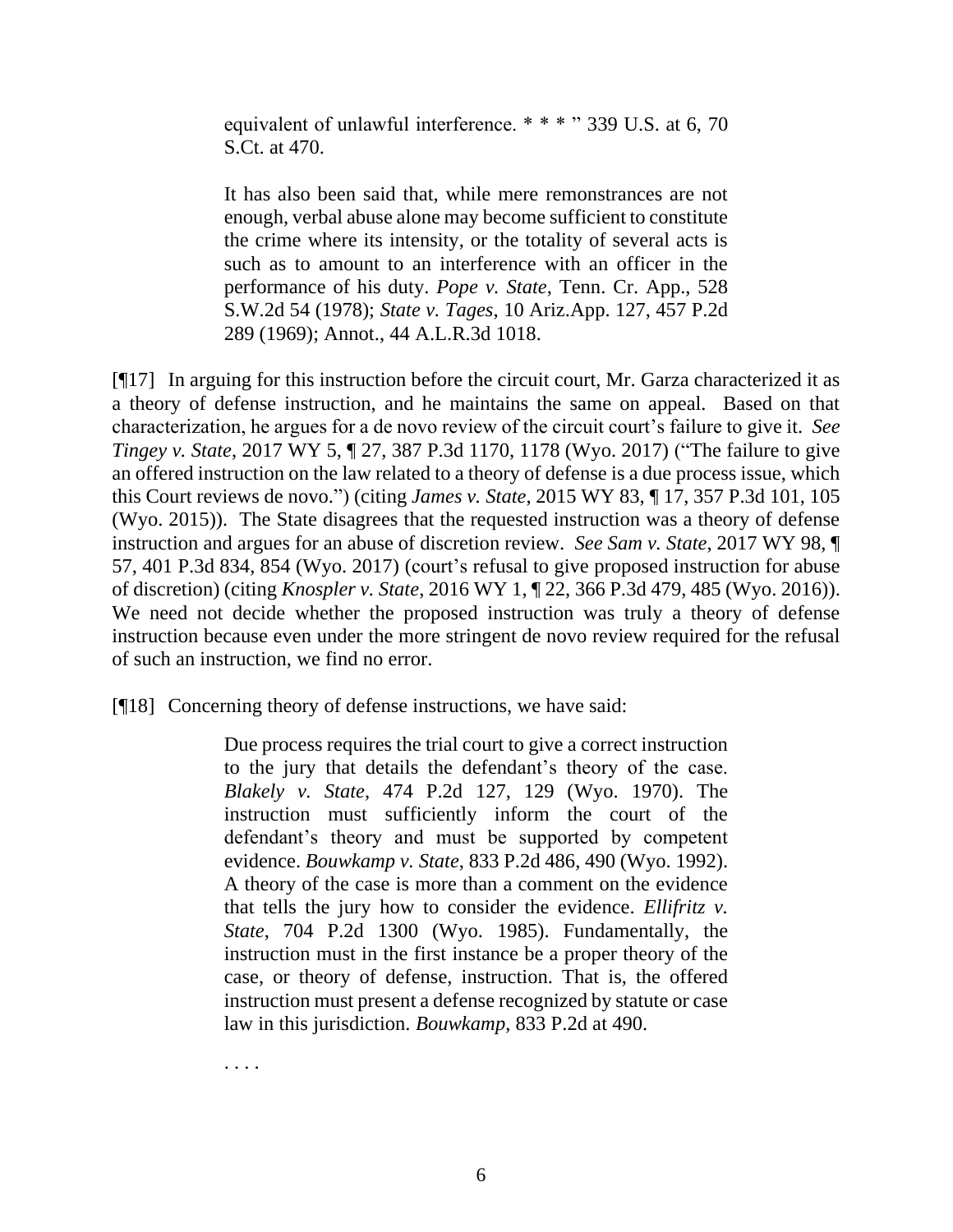> equivalent of unlawful interference. * * * " 339 U.S. at 6, 70 S.Ct. at 470.
>
> It has also been said that, while mere remonstrances are not enough, verbal abuse alone may become sufficient to constitute the crime where its intensity, or the totality of several acts is such as to amount to an interference with an officer in the performance of his duty. *Pope v. State*, Tenn. Cr. App., 528 S.W.2d 54 (1978); *State v. Tages*, 10 Ariz.App. 127, 457 P.2d 289 (1969); Annot., 44 A.L.R.3d 1018.

[¶17] In arguing for this instruction before the circuit court, Mr. Garza characterized it as a theory of defense instruction, and he maintains the same on appeal. Based on that characterization, he argues for a de novo review of the circuit court's failure to give it. *See Tingey v. State*, 2017 WY 5, ¶ 27, 387 P.3d 1170, 1178 (Wyo. 2017) ("The failure to give an offered instruction on the law related to a theory of defense is a due process issue, which this Court reviews de novo.") (citing *James v. State*, 2015 WY 83, ¶ 17, 357 P.3d 101, 105 (Wyo. 2015)). The State disagrees that the requested instruction was a theory of defense instruction and argues for an abuse of discretion review. *See Sam v. State*, 2017 WY 98, ¶ 57, 401 P.3d 834, 854 (Wyo. 2017) (court's refusal to give proposed instruction for abuse of discretion) (citing *Knospler v. State*, 2016 WY 1, ¶ 22, 366 P.3d 479, 485 (Wyo. 2016)). We need not decide whether the proposed instruction was truly a theory of defense instruction because even under the more stringent de novo review required for the refusal of such an instruction, we find no error.

[¶18] Concerning theory of defense instructions, we have said:

> Due process requires the trial court to give a correct instruction to the jury that details the defendant's theory of the case. *Blakely v. State*, 474 P.2d 127, 129 (Wyo. 1970). The instruction must sufficiently inform the court of the defendant's theory and must be supported by competent evidence. *Bouwkamp v. State*, 833 P.2d 486, 490 (Wyo. 1992). A theory of the case is more than a comment on the evidence that tells the jury how to consider the evidence. *Ellifritz v. State*, 704 P.2d 1300 (Wyo. 1985). Fundamentally, the instruction must in the first instance be a proper theory of the case, or theory of defense, instruction. That is, the offered instruction must present a defense recognized by statute or case law in this jurisdiction. *Bouwkamp*, 833 P.2d at 490.
>
> . . . .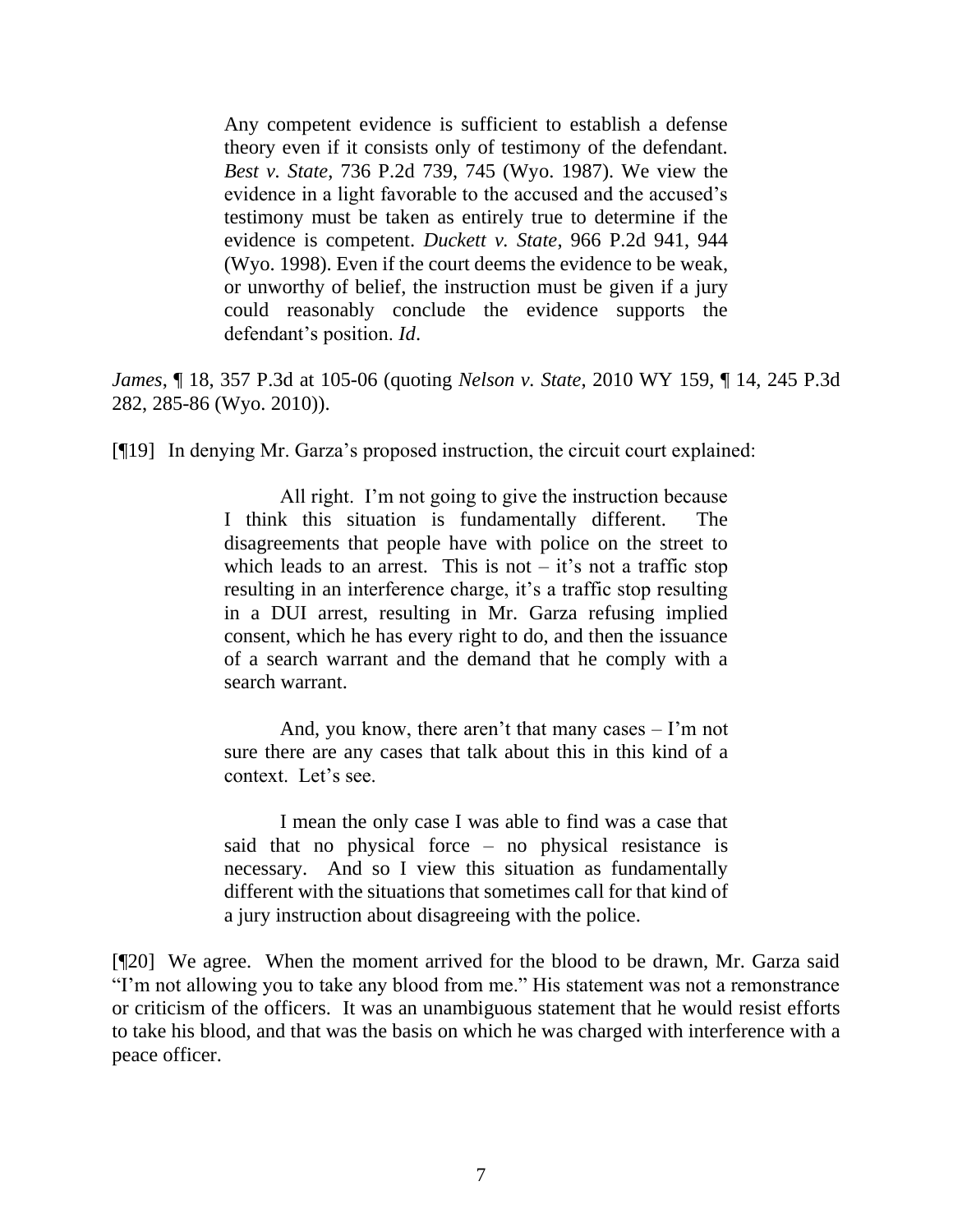> Any competent evidence is sufficient to establish a defense theory even if it consists only of testimony of the defendant. *Best v. State*, 736 P.2d 739, 745 (Wyo. 1987). We view the evidence in a light favorable to the accused and the accused's testimony must be taken as entirely true to determine if the evidence is competent. *Duckett v. State*, 966 P.2d 941, 944 (Wyo. 1998). Even if the court deems the evidence to be weak, or unworthy of belief, the instruction must be given if a jury could reasonably conclude the evidence supports the defendant's position. *Id*.

*James*, ¶ 18, 357 P.3d at 105-06 (quoting *Nelson v. State*, 2010 WY 159, ¶ 14, 245 P.3d 282, 285-86 (Wyo. 2010)).

[¶19] In denying Mr. Garza's proposed instruction, the circuit court explained:

> All right. I'm not going to give the instruction because I think this situation is fundamentally different. The disagreements that people have with police on the street to which leads to an arrest. This is not – it's not a traffic stop resulting in an interference charge, it's a traffic stop resulting in a DUI arrest, resulting in Mr. Garza refusing implied consent, which he has every right to do, and then the issuance of a search warrant and the demand that he comply with a search warrant.
>
> And, you know, there aren't that many cases – I'm not sure there are any cases that talk about this in this kind of a context. Let's see.
>
> I mean the only case I was able to find was a case that said that no physical force – no physical resistance is necessary. And so I view this situation as fundamentally different with the situations that sometimes call for that kind of a jury instruction about disagreeing with the police.

[¶20] We agree. When the moment arrived for the blood to be drawn, Mr. Garza said "I'm not allowing you to take any blood from me." His statement was not a remonstrance or criticism of the officers. It was an unambiguous statement that he would resist efforts to take his blood, and that was the basis on which he was charged with interference with a peace officer.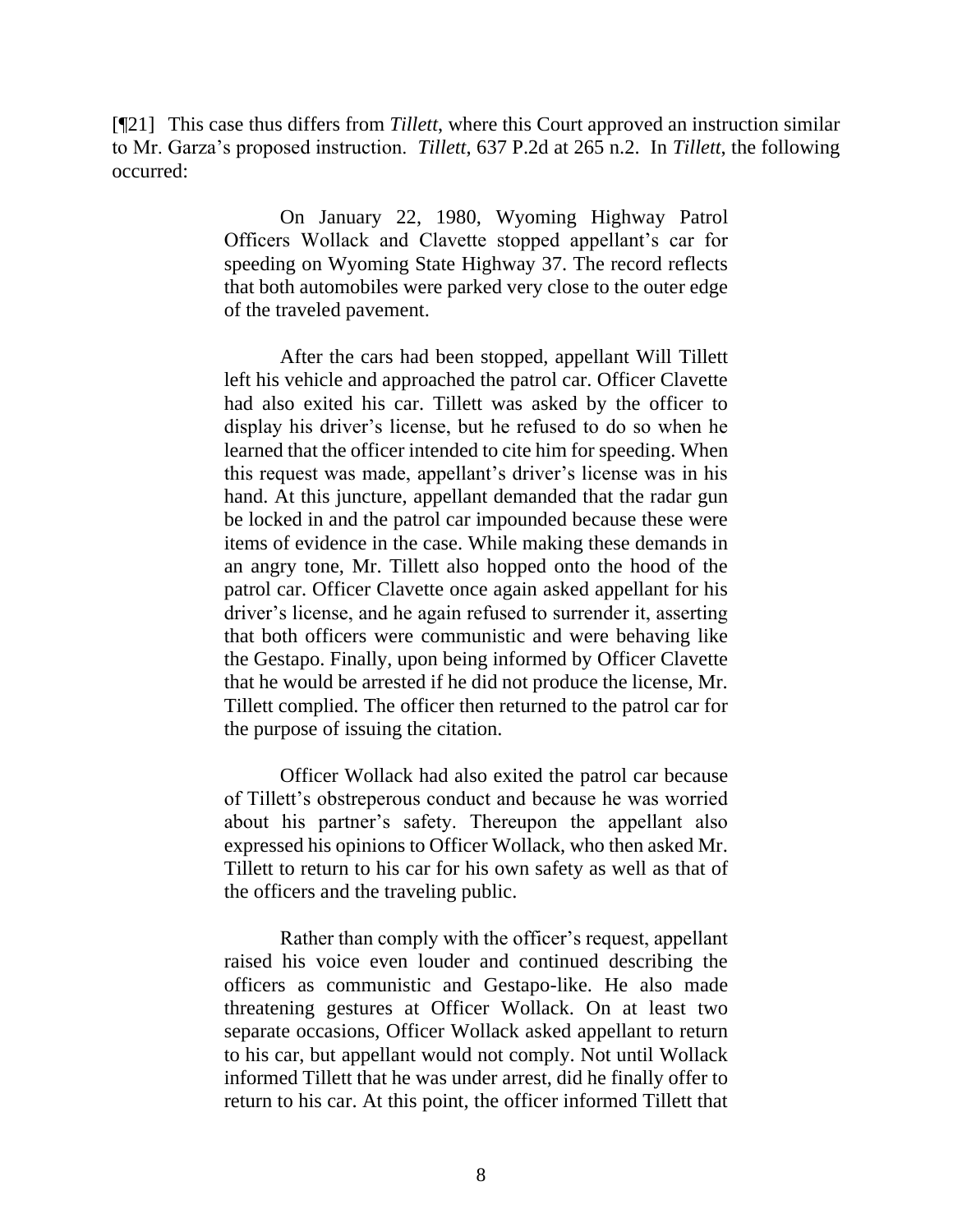[¶21] This case thus differs from *Tillett*, where this Court approved an instruction similar to Mr. Garza's proposed instruction. *Tillett*, 637 P.2d at 265 n.2. In *Tillett*, the following occurred:

> On January 22, 1980, Wyoming Highway Patrol Officers Wollack and Clavette stopped appellant's car for speeding on Wyoming State Highway 37. The record reflects that both automobiles were parked very close to the outer edge of the traveled pavement.
>
> After the cars had been stopped, appellant Will Tillett left his vehicle and approached the patrol car. Officer Clavette had also exited his car. Tillett was asked by the officer to display his driver's license, but he refused to do so when he learned that the officer intended to cite him for speeding. When this request was made, appellant's driver's license was in his hand. At this juncture, appellant demanded that the radar gun be locked in and the patrol car impounded because these were items of evidence in the case. While making these demands in an angry tone, Mr. Tillett also hopped onto the hood of the patrol car. Officer Clavette once again asked appellant for his driver's license, and he again refused to surrender it, asserting that both officers were communistic and were behaving like the Gestapo. Finally, upon being informed by Officer Clavette that he would be arrested if he did not produce the license, Mr. Tillett complied. The officer then returned to the patrol car for the purpose of issuing the citation.
>
> Officer Wollack had also exited the patrol car because of Tillett's obstreperous conduct and because he was worried about his partner's safety. Thereupon the appellant also expressed his opinions to Officer Wollack, who then asked Mr. Tillett to return to his car for his own safety as well as that of the officers and the traveling public.
>
> Rather than comply with the officer's request, appellant raised his voice even louder and continued describing the officers as communistic and Gestapo-like. He also made threatening gestures at Officer Wollack. On at least two separate occasions, Officer Wollack asked appellant to return to his car, but appellant would not comply. Not until Wollack informed Tillett that he was under arrest, did he finally offer to return to his car. At this point, the officer informed Tillett that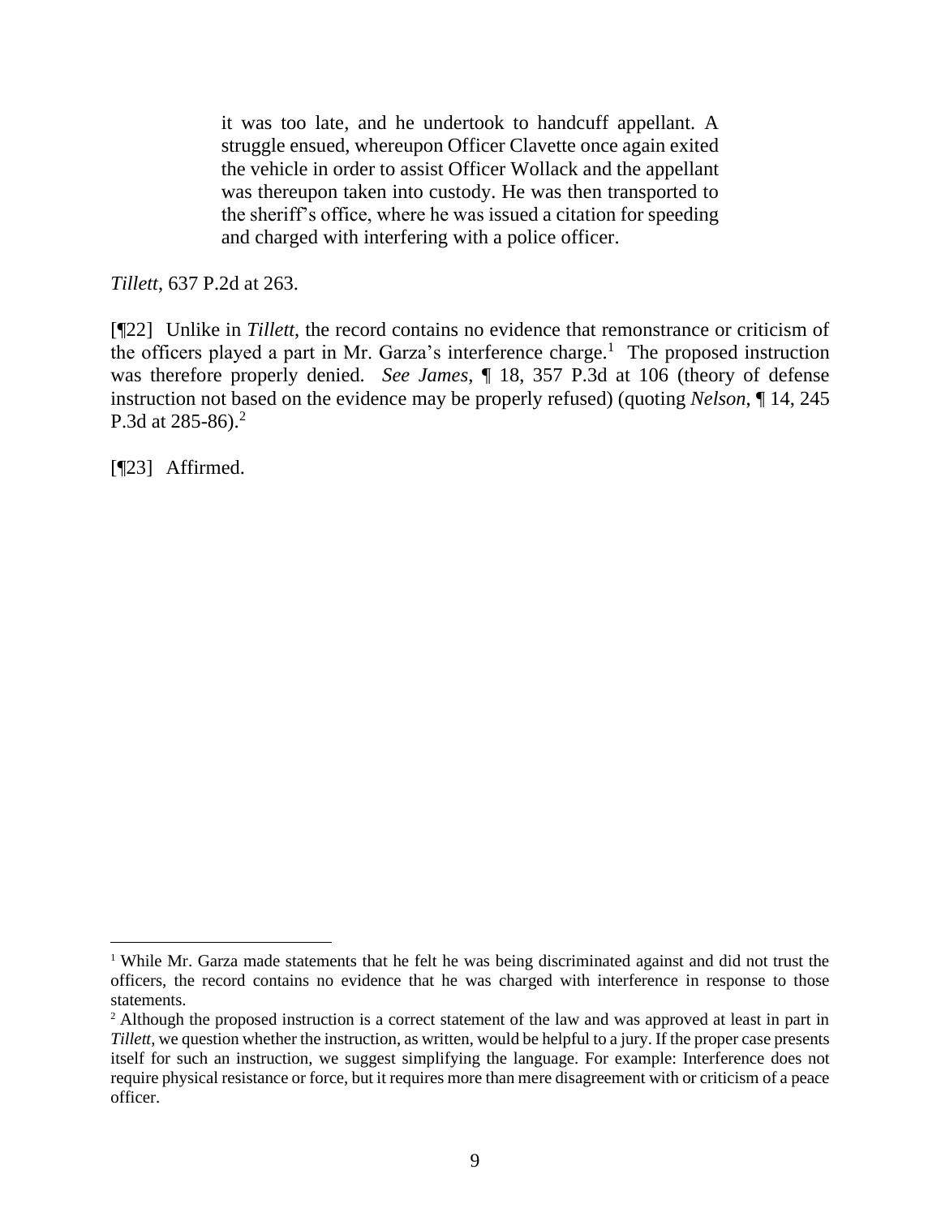> it was too late, and he undertook to handcuff appellant. A struggle ensued, whereupon Officer Clavette once again exited the vehicle in order to assist Officer Wollack and the appellant was thereupon taken into custody. He was then transported to the sheriff's office, where he was issued a citation for speeding and charged with interfering with a police officer.

*Tillett*, 637 P.2d at 263.

[¶22] Unlike in *Tillett*, the record contains no evidence that remonstrance or criticism of the officers played a part in Mr. Garza's interference charge.[1] The proposed instruction was therefore properly denied. *See James*, ¶ 18, 357 P.3d at 106 (theory of defense instruction not based on the evidence may be properly refused) (quoting *Nelson*, ¶ 14, 245 P.3d at 285-86).[2]

[¶23] Affirmed.

---

[1] While Mr. Garza made statements that he felt he was being discriminated against and did not trust the officers, the record contains no evidence that he was charged with interference in response to those statements.

[2] Although the proposed instruction is a correct statement of the law and was approved at least in part in *Tillett*, we question whether the instruction, as written, would be helpful to a jury. If the proper case presents itself for such an instruction, we suggest simplifying the language. For example: Interference does not require physical resistance or force, but it requires more than mere disagreement with or criticism of a peace officer.